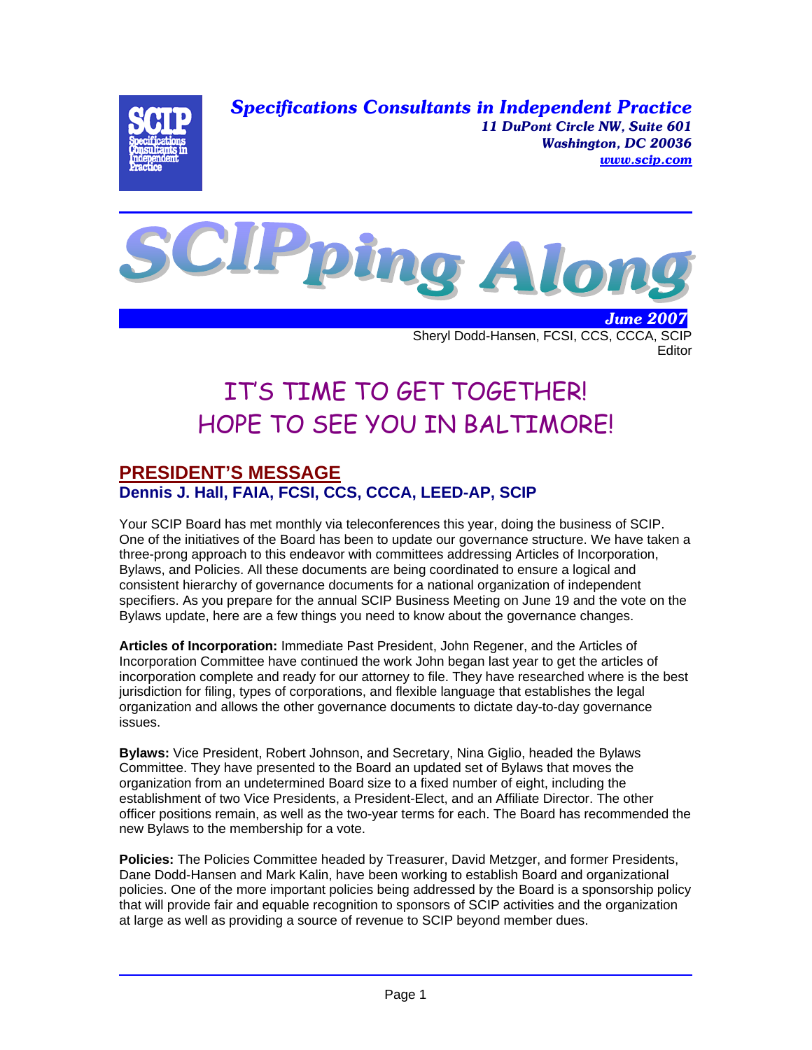**Specifications Consultants in Independent Practice**
*11 DuPont Circle NW, Suite 601*
*Washington, DC 20036*
*www.scip.com*

# SCIPping Along

**June 2007**

Sheryl Dodd-Hansen, FCSI, CCS, CCCA, SCIP
Editor

## IT'S TIME TO GET TOGETHER!
## HOPE TO SEE YOU IN BALTIMORE!

## PRESIDENT'S MESSAGE

### Dennis J. Hall, FAIA, FCSI, CCS, CCCA, LEED-AP, SCIP

Your SCIP Board has met monthly via teleconferences this year, doing the business of SCIP. One of the initiatives of the Board has been to update our governance structure. We have taken a three-prong approach to this endeavor with committees addressing Articles of Incorporation, Bylaws, and Policies. All these documents are being coordinated to ensure a logical and consistent hierarchy of governance documents for a national organization of independent specifiers. As you prepare for the annual SCIP Business Meeting on June 19 and the vote on the Bylaws update, here are a few things you need to know about the governance changes.

**Articles of Incorporation:** Immediate Past President, John Regener, and the Articles of Incorporation Committee have continued the work John began last year to get the articles of incorporation complete and ready for our attorney to file. They have researched where is the best jurisdiction for filing, types of corporations, and flexible language that establishes the legal organization and allows the other governance documents to dictate day-to-day governance issues.

**Bylaws:** Vice President, Robert Johnson, and Secretary, Nina Giglio, headed the Bylaws Committee. They have presented to the Board an updated set of Bylaws that moves the organization from an undetermined Board size to a fixed number of eight, including the establishment of two Vice Presidents, a President-Elect, and an Affiliate Director. The other officer positions remain, as well as the two-year terms for each. The Board has recommended the new Bylaws to the membership for a vote.

**Policies:** The Policies Committee headed by Treasurer, David Metzger, and former Presidents, Dane Dodd-Hansen and Mark Kalin, have been working to establish Board and organizational policies. One of the more important policies being addressed by the Board is a sponsorship policy that will provide fair and equable recognition to sponsors of SCIP activities and the organization at large as well as providing a source of revenue to SCIP beyond member dues.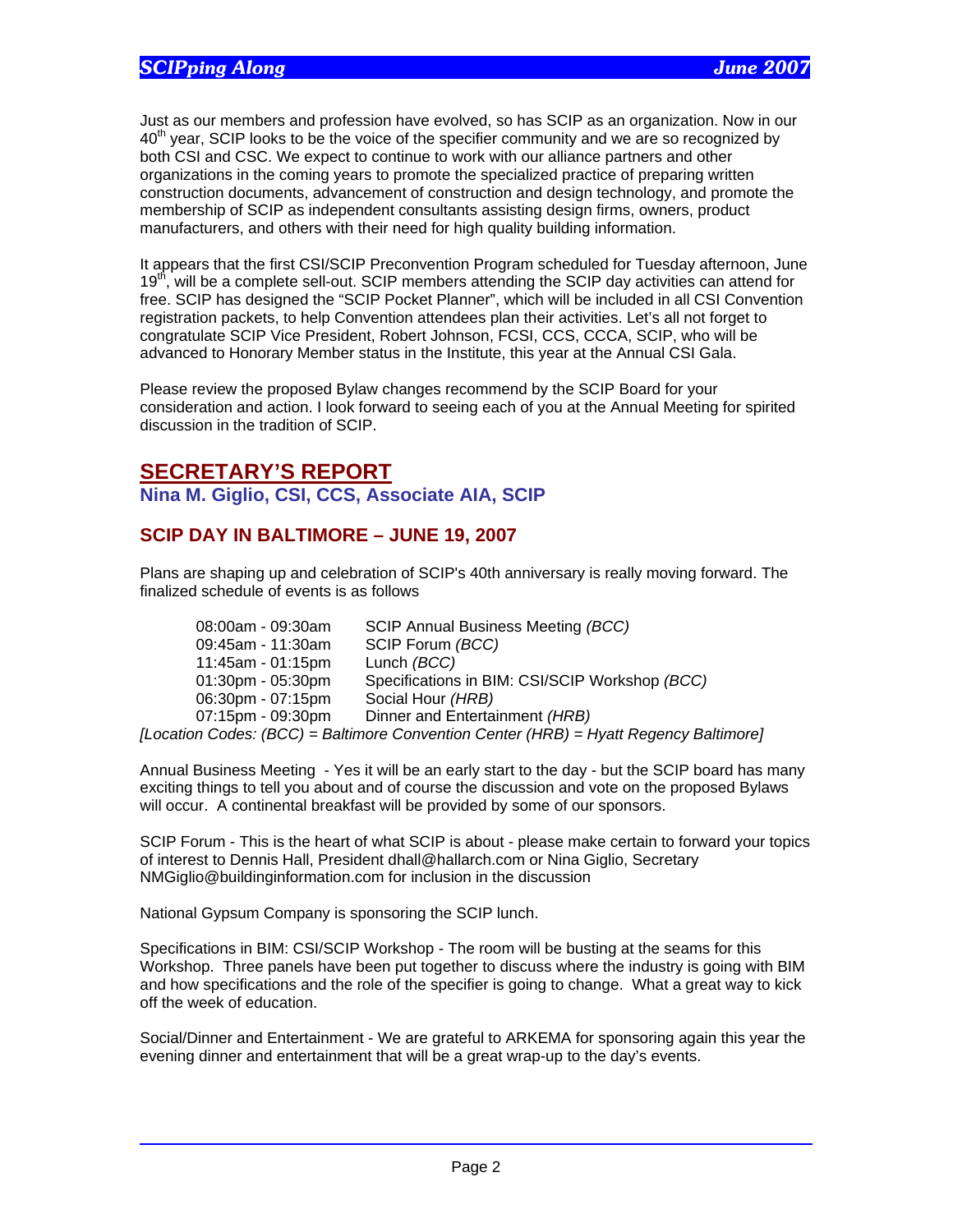Just as our members and profession have evolved, so has SCIP as an organization. Now in our 40th year, SCIP looks to be the voice of the specifier community and we are so recognized by both CSI and CSC. We expect to continue to work with our alliance partners and other organizations in the coming years to promote the specialized practice of preparing written construction documents, advancement of construction and design technology, and promote the membership of SCIP as independent consultants assisting design firms, owners, product manufacturers, and others with their need for high quality building information.

It appears that the first CSI/SCIP Preconvention Program scheduled for Tuesday afternoon, June 19th, will be a complete sell-out. SCIP members attending the SCIP day activities can attend for free. SCIP has designed the "SCIP Pocket Planner", which will be included in all CSI Convention registration packets, to help Convention attendees plan their activities. Let's all not forget to congratulate SCIP Vice President, Robert Johnson, FCSI, CCS, CCCA, SCIP, who will be advanced to Honorary Member status in the Institute, this year at the Annual CSI Gala.

Please review the proposed Bylaw changes recommend by the SCIP Board for your consideration and action. I look forward to seeing each of you at the Annual Meeting for spirited discussion in the tradition of SCIP.

## SECRETARY'S REPORT

**Nina M. Giglio, CSI, CCS, Associate AIA, SCIP**

### SCIP DAY IN BALTIMORE – JUNE 19, 2007

Plans are shaping up and celebration of SCIP's 40th anniversary is really moving forward. The finalized schedule of events is as follows

| | |
|---|---|
| 08:00am - 09:30am | SCIP Annual Business Meeting *(BCC)* |
| 09:45am - 11:30am | SCIP Forum *(BCC)* |
| 11:45am - 01:15pm | Lunch *(BCC)* |
| 01:30pm - 05:30pm | Specifications in BIM: CSI/SCIP Workshop *(BCC)* |
| 06:30pm - 07:15pm | Social Hour *(HRB)* |
| 07:15pm - 09:30pm | Dinner and Entertainment *(HRB)* |

*[Location Codes: (BCC) = Baltimore Convention Center (HRB) = Hyatt Regency Baltimore]*

Annual Business Meeting - Yes it will be an early start to the day - but the SCIP board has many exciting things to tell you about and of course the discussion and vote on the proposed Bylaws will occur. A continental breakfast will be provided by some of our sponsors.

SCIP Forum - This is the heart of what SCIP is about - please make certain to forward your topics of interest to Dennis Hall, President dhall@hallarch.com or Nina Giglio, Secretary NMGiglio@buildinginformation.com for inclusion in the discussion

National Gypsum Company is sponsoring the SCIP lunch.

Specifications in BIM: CSI/SCIP Workshop - The room will be busting at the seams for this Workshop. Three panels have been put together to discuss where the industry is going with BIM and how specifications and the role of the specifier is going to change. What a great way to kick off the week of education.

Social/Dinner and Entertainment - We are grateful to ARKEMA for sponsoring again this year the evening dinner and entertainment that will be a great wrap-up to the day's events.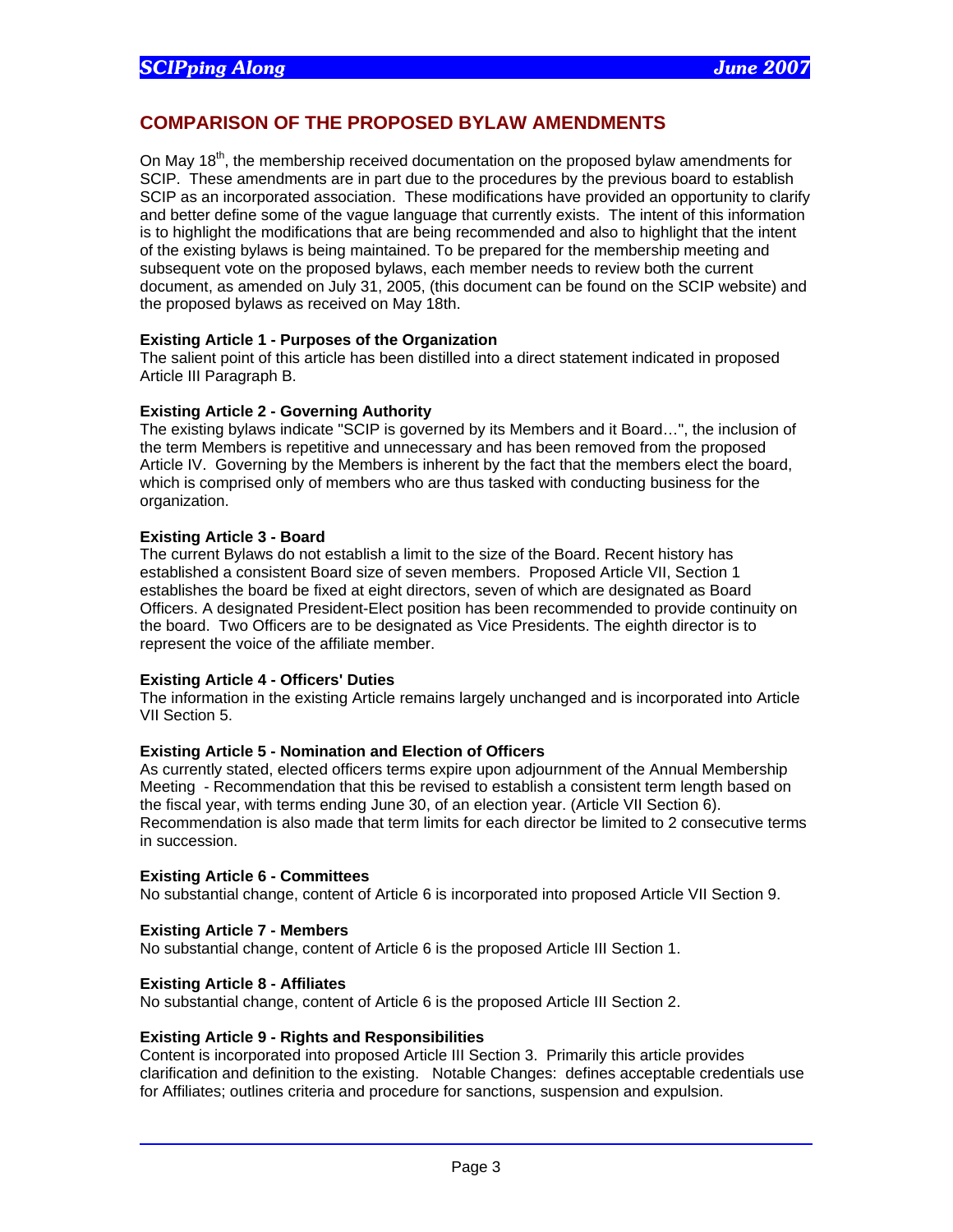## COMPARISON OF THE PROPOSED BYLAW AMENDMENTS

On May 18th, the membership received documentation on the proposed bylaw amendments for SCIP. These amendments are in part due to the procedures by the previous board to establish SCIP as an incorporated association. These modifications have provided an opportunity to clarify and better define some of the vague language that currently exists. The intent of this information is to highlight the modifications that are being recommended and also to highlight that the intent of the existing bylaws is being maintained. To be prepared for the membership meeting and subsequent vote on the proposed bylaws, each member needs to review both the current document, as amended on July 31, 2005, (this document can be found on the SCIP website) and the proposed bylaws as received on May 18th.

**Existing Article 1 - Purposes of the Organization**
The salient point of this article has been distilled into a direct statement indicated in proposed Article III Paragraph B.

**Existing Article 2 - Governing Authority**
The existing bylaws indicate "SCIP is governed by its Members and it Board…", the inclusion of the term Members is repetitive and unnecessary and has been removed from the proposed Article IV. Governing by the Members is inherent by the fact that the members elect the board, which is comprised only of members who are thus tasked with conducting business for the organization.

**Existing Article 3 - Board**
The current Bylaws do not establish a limit to the size of the Board. Recent history has established a consistent Board size of seven members. Proposed Article VII, Section 1 establishes the board be fixed at eight directors, seven of which are designated as Board Officers. A designated President-Elect position has been recommended to provide continuity on the board. Two Officers are to be designated as Vice Presidents. The eighth director is to represent the voice of the affiliate member.

**Existing Article 4 - Officers' Duties**
The information in the existing Article remains largely unchanged and is incorporated into Article VII Section 5.

**Existing Article 5 - Nomination and Election of Officers**
As currently stated, elected officers terms expire upon adjournment of the Annual Membership Meeting - Recommendation that this be revised to establish a consistent term length based on the fiscal year, with terms ending June 30, of an election year. (Article VII Section 6). Recommendation is also made that term limits for each director be limited to 2 consecutive terms in succession.

**Existing Article 6 - Committees**
No substantial change, content of Article 6 is incorporated into proposed Article VII Section 9.

**Existing Article 7 - Members**
No substantial change, content of Article 6 is the proposed Article III Section 1.

**Existing Article 8 - Affiliates**
No substantial change, content of Article 6 is the proposed Article III Section 2.

**Existing Article 9 - Rights and Responsibilities**
Content is incorporated into proposed Article III Section 3. Primarily this article provides clarification and definition to the existing. Notable Changes: defines acceptable credentials use for Affiliates; outlines criteria and procedure for sanctions, suspension and expulsion.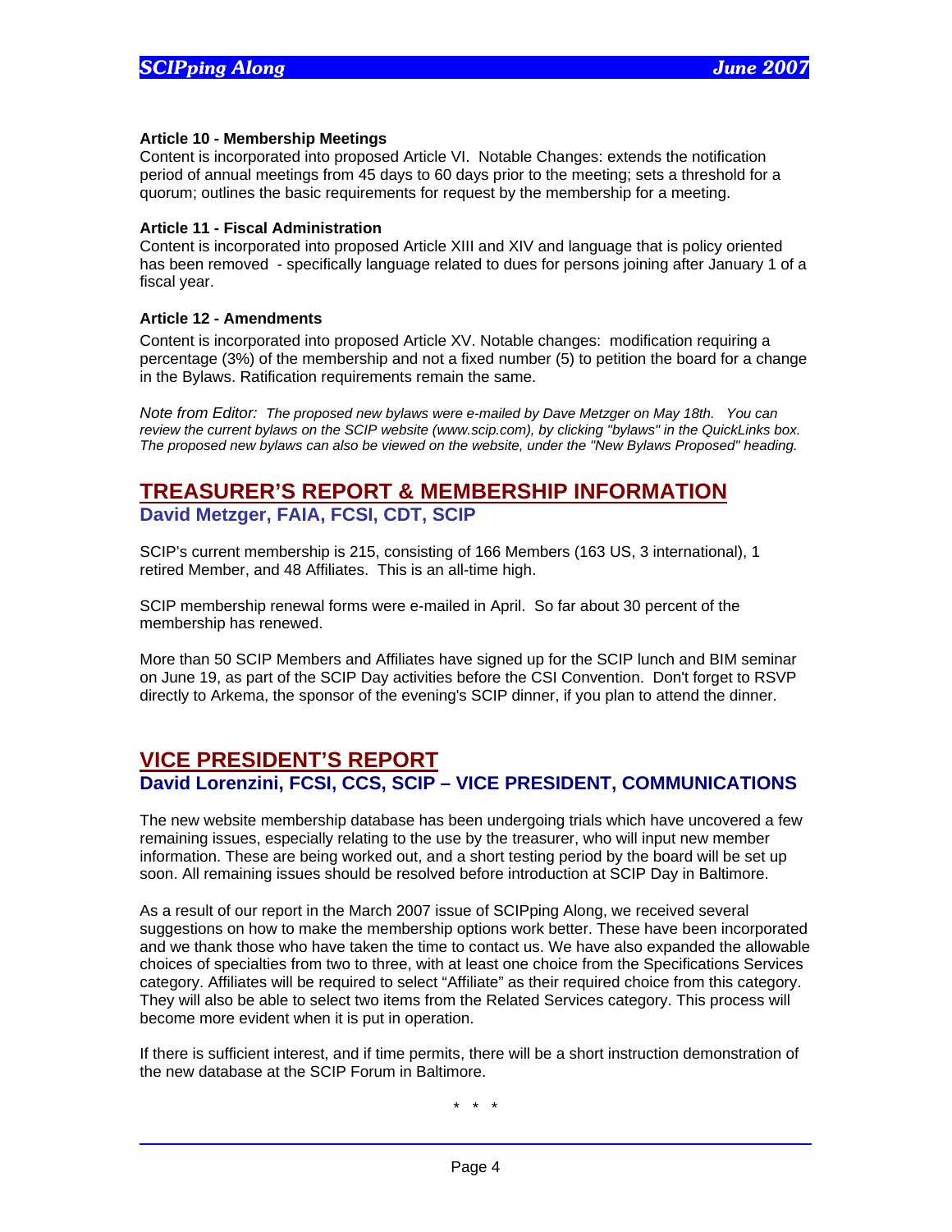**Article 10 - Membership Meetings**

Content is incorporated into proposed Article VI. Notable Changes: extends the notification period of annual meetings from 45 days to 60 days prior to the meeting; sets a threshold for a quorum; outlines the basic requirements for request by the membership for a meeting.

**Article 11 - Fiscal Administration**

Content is incorporated into proposed Article XIII and XIV and language that is policy oriented has been removed - specifically language related to dues for persons joining after January 1 of a fiscal year.

**Article 12 - Amendments**

Content is incorporated into proposed Article XV. Notable changes: modification requiring a percentage (3%) of the membership and not a fixed number (5) to petition the board for a change in the Bylaws. Ratification requirements remain the same.

*Note from Editor: The proposed new bylaws were e-mailed by Dave Metzger on May 18th. You can review the current bylaws on the SCIP website (www.scip.com), by clicking "bylaws" in the QuickLinks box. The proposed new bylaws can also be viewed on the website, under the "New Bylaws Proposed" heading.*

## TREASURER'S REPORT & MEMBERSHIP INFORMATION

### David Metzger, FAIA, FCSI, CDT, SCIP

SCIP's current membership is 215, consisting of 166 Members (163 US, 3 international), 1 retired Member, and 48 Affiliates. This is an all-time high.

SCIP membership renewal forms were e-mailed in April. So far about 30 percent of the membership has renewed.

More than 50 SCIP Members and Affiliates have signed up for the SCIP lunch and BIM seminar on June 19, as part of the SCIP Day activities before the CSI Convention. Don't forget to RSVP directly to Arkema, the sponsor of the evening's SCIP dinner, if you plan to attend the dinner.

## VICE PRESIDENT'S REPORT

### David Lorenzini, FCSI, CCS, SCIP – VICE PRESIDENT, COMMUNICATIONS

The new website membership database has been undergoing trials which have uncovered a few remaining issues, especially relating to the use by the treasurer, who will input new member information. These are being worked out, and a short testing period by the board will be set up soon. All remaining issues should be resolved before introduction at SCIP Day in Baltimore.

As a result of our report in the March 2007 issue of SCIPping Along, we received several suggestions on how to make the membership options work better. These have been incorporated and we thank those who have taken the time to contact us. We have also expanded the allowable choices of specialties from two to three, with at least one choice from the Specifications Services category. Affiliates will be required to select "Affiliate" as their required choice from this category. They will also be able to select two items from the Related Services category. This process will become more evident when it is put in operation.

If there is sufficient interest, and if time permits, there will be a short instruction demonstration of the new database at the SCIP Forum in Baltimore.

\* \* \*